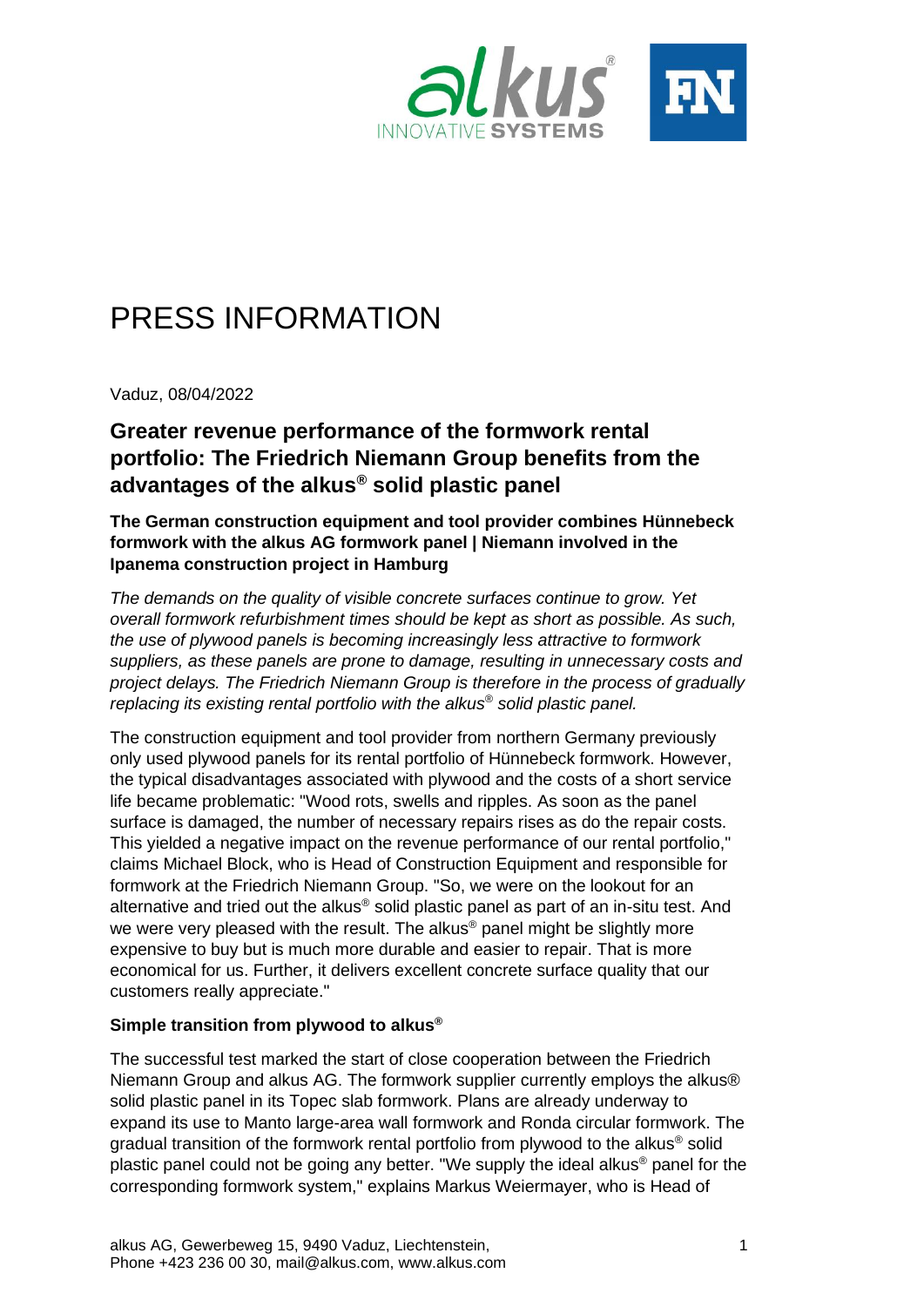# PRESS INFORMATION

Vaduz, 08/04/2022

## Greater revenue performance of the formwork rental portfolio: The Friedrich Niemann Group benefits from the advantages of the alkus® solid plastic panel

**The German construction equipment and tool provider combines Hünnebeck formwork with the alkus AG formwork panel | Niemann involved in the Ipanema construction project in Hamburg**

*The demands on the quality of visible concrete surfaces continue to grow. Yet overall formwork refurbishment times should be kept as short as possible. As such, the use of plywood panels is becoming increasingly less attractive to formwork suppliers, as these panels are prone to damage, resulting in unnecessary costs and project delays. The Friedrich Niemann Group is therefore in the process of gradually replacing its existing rental portfolio with the alkus® solid plastic panel.*

The construction equipment and tool provider from northern Germany previously only used plywood panels for its rental portfolio of Hünnebeck formwork. However, the typical disadvantages associated with plywood and the costs of a short service life became problematic: "Wood rots, swells and ripples. As soon as the panel surface is damaged, the number of necessary repairs rises as do the repair costs. This yielded a negative impact on the revenue performance of our rental portfolio," claims Michael Block, who is Head of Construction Equipment and responsible for formwork at the Friedrich Niemann Group. "So, we were on the lookout for an alternative and tried out the alkus® solid plastic panel as part of an in-situ test. And we were very pleased with the result. The alkus® panel might be slightly more expensive to buy but is much more durable and easier to repair. That is more economical for us. Further, it delivers excellent concrete surface quality that our customers really appreciate."

**Simple transition from plywood to alkus®**

The successful test marked the start of close cooperation between the Friedrich Niemann Group and alkus AG. The formwork supplier currently employs the alkus® solid plastic panel in its Topec slab formwork. Plans are already underway to expand its use to Manto large-area wall formwork and Ronda circular formwork. The gradual transition of the formwork rental portfolio from plywood to the alkus® solid plastic panel could not be going any better. "We supply the ideal alkus® panel for the corresponding formwork system," explains Markus Weiermayer, who is Head of

alkus AG, Gewerbeweg 15, 9490 Vaduz, Liechtenstein, Phone +423 236 00 30, mail@alkus.com, www.alkus.com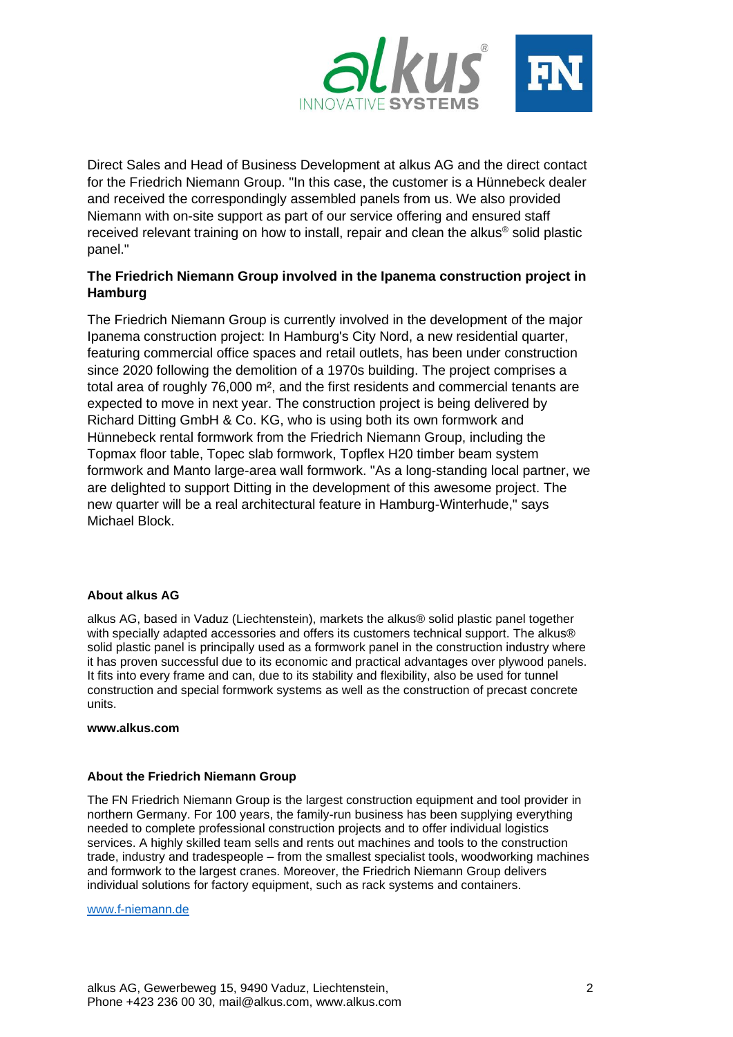Direct Sales and Head of Business Development at alkus AG and the direct contact for the Friedrich Niemann Group. "In this case, the customer is a Hünnebeck dealer and received the correspondingly assembled panels from us. We also provided Niemann with on-site support as part of our service offering and ensured staff received relevant training on how to install, repair and clean the alkus® solid plastic panel."

### The Friedrich Niemann Group involved in the Ipanema construction project in Hamburg

The Friedrich Niemann Group is currently involved in the development of the major Ipanema construction project: In Hamburg's City Nord, a new residential quarter, featuring commercial office spaces and retail outlets, has been under construction since 2020 following the demolition of a 1970s building. The project comprises a total area of roughly 76,000 m², and the first residents and commercial tenants are expected to move in next year. The construction project is being delivered by Richard Ditting GmbH & Co. KG, who is using both its own formwork and Hünnebeck rental formwork from the Friedrich Niemann Group, including the Topmax floor table, Topec slab formwork, Topflex H20 timber beam system formwork and Manto large-area wall formwork. "As a long-standing local partner, we are delighted to support Ditting in the development of this awesome project. The new quarter will be a real architectural feature in Hamburg-Winterhude," says Michael Block.

#### About alkus AG

alkus AG, based in Vaduz (Liechtenstein), markets the alkus® solid plastic panel together with specially adapted accessories and offers its customers technical support. The alkus® solid plastic panel is principally used as a formwork panel in the construction industry where it has proven successful due to its economic and practical advantages over plywood panels. It fits into every frame and can, due to its stability and flexibility, also be used for tunnel construction and special formwork systems as well as the construction of precast concrete units.

**www.alkus.com**

#### About the Friedrich Niemann Group

The FN Friedrich Niemann Group is the largest construction equipment and tool provider in northern Germany. For 100 years, the family-run business has been supplying everything needed to complete professional construction projects and to offer individual logistics services. A highly skilled team sells and rents out machines and tools to the construction trade, industry and tradespeople – from the smallest specialist tools, woodworking machines and formwork to the largest cranes. Moreover, the Friedrich Niemann Group delivers individual solutions for factory equipment, such as rack systems and containers.

www.f-niemann.de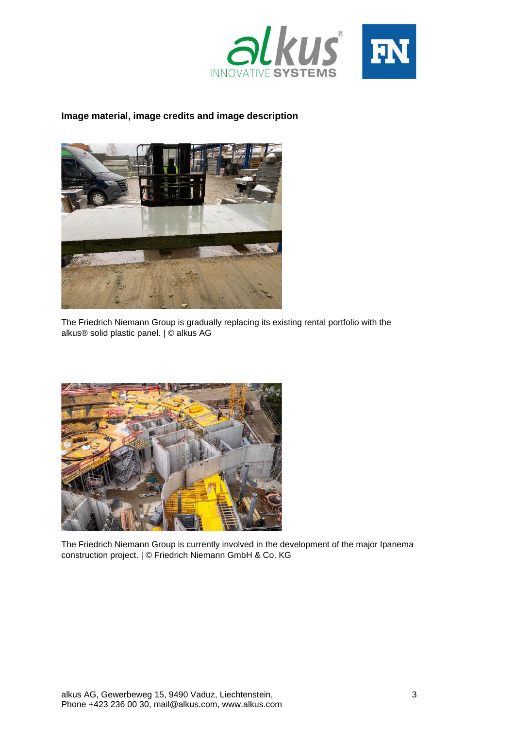**Image material, image credits and image description**

The Friedrich Niemann Group is gradually replacing its existing rental portfolio with the alkus® solid plastic panel. | © alkus AG

The Friedrich Niemann Group is currently involved in the development of the major Ipanema construction project. | © Friedrich Niemann GmbH & Co. KG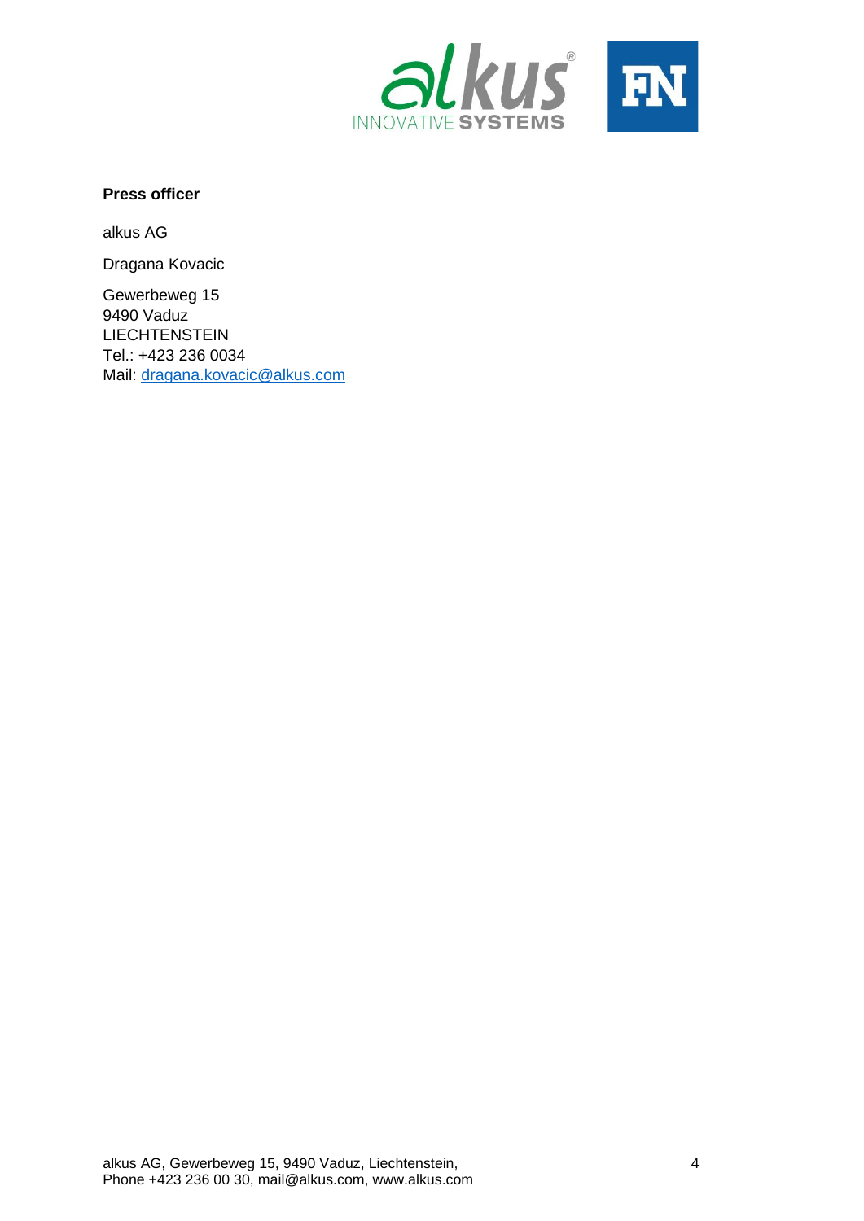**Press officer**

alkus AG

Dragana Kovacic

Gewerbeweg 15
9490 Vaduz
LIECHTENSTEIN
Tel.: +423 236 0034
Mail: dragana.kovacic@alkus.com